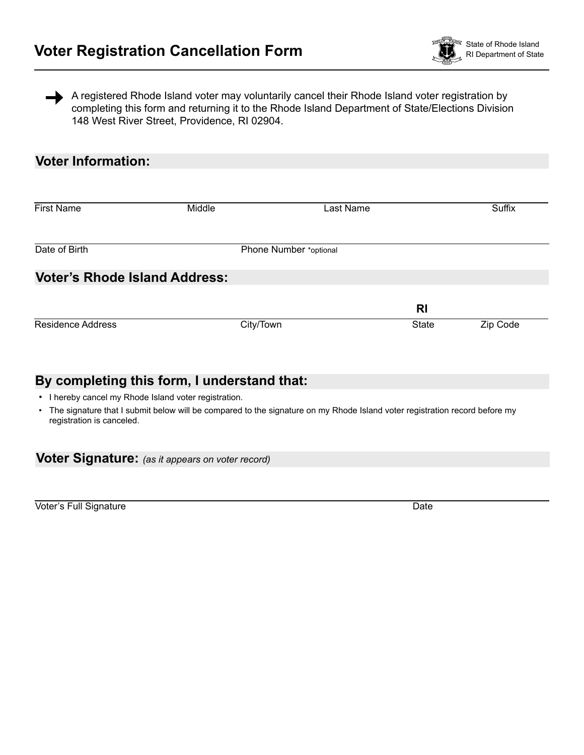# Voter Registration Cancellation Form

State of Rhode Island
RI Department of State

➡ A registered Rhode Island voter may voluntarily cancel their Rhode Island voter registration by completing this form and returning it to the Rhode Island Department of State/Elections Division 148 West River Street, Providence, RI 02904.

## Voter Information:

| First Name | Middle | Last Name | Suffix |
|---|---|---|---|
| | | | |

| Date of Birth | Phone Number *optional |
|---|---|
| | |

## Voter's Rhode Island Address:

| Residence Address | City/Town | State | Zip Code |
|---|---|---|---|
| | | RI | |

## By completing this form, I understand that:

- I hereby cancel my Rhode Island voter registration.
- The signature that I submit below will be compared to the signature on my Rhode Island voter registration record before my registration is canceled.

## Voter Signature: *(as it appears on voter record)*

| Voter's Full Signature | Date |
|---|---|
| | |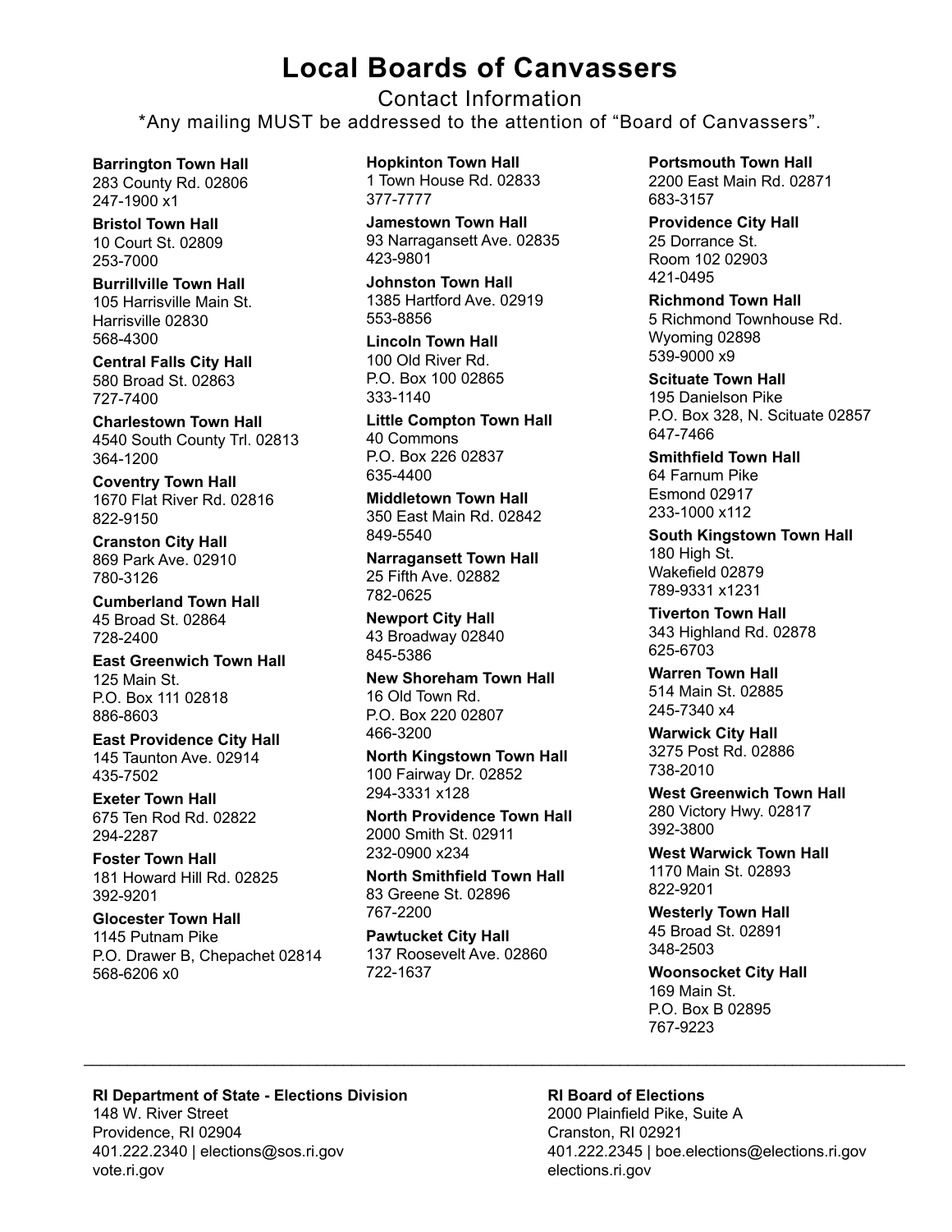# Local Boards of Canvassers

Contact Information

*Any mailing MUST be addressed to the attention of "Board of Canvassers".

**Barrington Town Hall**
283 County Rd. 02806
247-1900 x1

**Bristol Town Hall**
10 Court St. 02809
253-7000

**Burrillville Town Hall**
105 Harrisville Main St.
Harrisville 02830
568-4300

**Central Falls City Hall**
580 Broad St. 02863
727-7400

**Charlestown Town Hall**
4540 South County Trl. 02813
364-1200

**Coventry Town Hall**
1670 Flat River Rd. 02816
822-9150

**Cranston City Hall**
869 Park Ave. 02910
780-3126

**Cumberland Town Hall**
45 Broad St. 02864
728-2400

**East Greenwich Town Hall**
125 Main St.
P.O. Box 111 02818
886-8603

**East Providence City Hall**
145 Taunton Ave. 02914
435-7502

**Exeter Town Hall**
675 Ten Rod Rd. 02822
294-2287

**Foster Town Hall**
181 Howard Hill Rd. 02825
392-9201

**Glocester Town Hall**
1145 Putnam Pike
P.O. Drawer B, Chepachet 02814
568-6206 x0

**Hopkinton Town Hall**
1 Town House Rd. 02833
377-7777

**Jamestown Town Hall**
93 Narragansett Ave. 02835
423-9801

**Johnston Town Hall**
1385 Hartford Ave. 02919
553-8856

**Lincoln Town Hall**
100 Old River Rd.
P.O. Box 100 02865
333-1140

**Little Compton Town Hall**
40 Commons
P.O. Box 226 02837
635-4400

**Middletown Town Hall**
350 East Main Rd. 02842
849-5540

**Narragansett Town Hall**
25 Fifth Ave. 02882
782-0625

**Newport City Hall**
43 Broadway 02840
845-5386

**New Shoreham Town Hall**
16 Old Town Rd.
P.O. Box 220 02807
466-3200

**North Kingstown Town Hall**
100 Fairway Dr. 02852
294-3331 x128

**North Providence Town Hall**
2000 Smith St. 02911
232-0900 x234

**North Smithfield Town Hall**
83 Greene St. 02896
767-2200

**Pawtucket City Hall**
137 Roosevelt Ave. 02860
722-1637

**Portsmouth Town Hall**
2200 East Main Rd. 02871
683-3157

**Providence City Hall**
25 Dorrance St.
Room 102 02903
421-0495

**Richmond Town Hall**
5 Richmond Townhouse Rd.
Wyoming 02898
539-9000 x9

**Scituate Town Hall**
195 Danielson Pike
P.O. Box 328, N. Scituate 02857
647-7466

**Smithfield Town Hall**
64 Farnum Pike
Esmond 02917
233-1000 x112

**South Kingstown Town Hall**
180 High St.
Wakefield 02879
789-9331 x1231

**Tiverton Town Hall**
343 Highland Rd. 02878
625-6703

**Warren Town Hall**
514 Main St. 02885
245-7340 x4

**Warwick City Hall**
3275 Post Rd. 02886
738-2010

**West Greenwich Town Hall**
280 Victory Hwy. 02817
392-3800

**West Warwick Town Hall**
1170 Main St. 02893
822-9201

**Westerly Town Hall**
45 Broad St. 02891
348-2503

**Woonsocket City Hall**
169 Main St.
P.O. Box B 02895
767-9223

---

**RI Department of State - Elections Division**
148 W. River Street
Providence, RI 02904
401.222.2340 | elections@sos.ri.gov
vote.ri.gov

**RI Board of Elections**
2000 Plainfield Pike, Suite A
Cranston, RI 02921
401.222.2345 | boe.elections@elections.ri.gov
elections.ri.gov